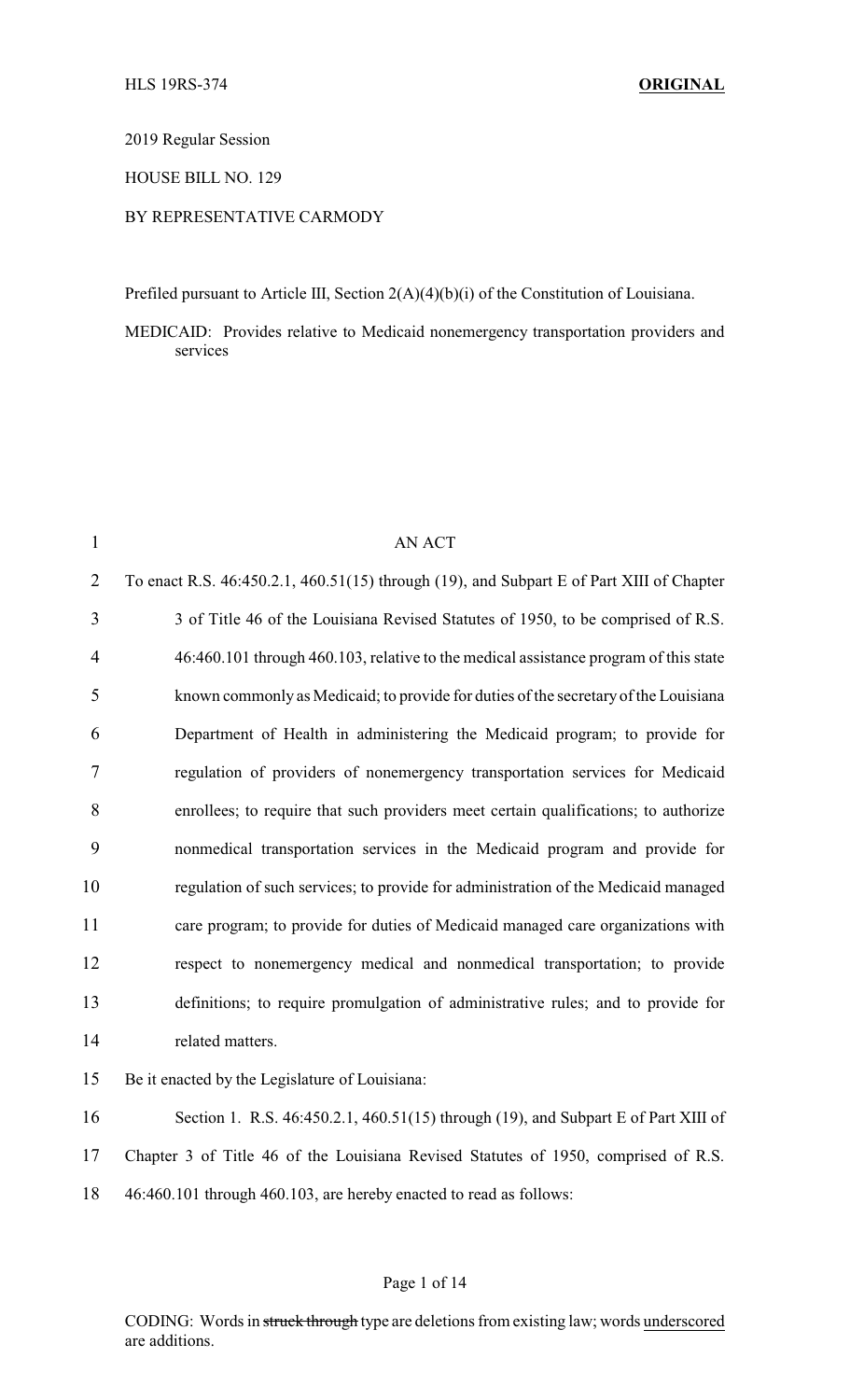HLS 19RS-374 **ORIGINAL**

2019 Regular Session

HOUSE BILL NO. 129

BY REPRESENTATIVE CARMODY

Prefiled pursuant to Article III, Section 2(A)(4)(b)(i) of the Constitution of Louisiana.

MEDICAID: Provides relative to Medicaid nonemergency transportation providers and services

AN ACT

To enact R.S. 46:450.2.1, 460.51(15) through (19), and Subpart E of Part XIII of Chapter 3 of Title 46 of the Louisiana Revised Statutes of 1950, to be comprised of R.S. 46:460.101 through 460.103, relative to the medical assistance program of this state known commonly as Medicaid; to provide for duties of the secretary of the Louisiana Department of Health in administering the Medicaid program; to provide for regulation of providers of nonemergency transportation services for Medicaid enrollees; to require that such providers meet certain qualifications; to authorize nonmedical transportation services in the Medicaid program and provide for regulation of such services; to provide for administration of the Medicaid managed care program; to provide for duties of Medicaid managed care organizations with respect to nonemergency medical and nonmedical transportation; to provide definitions; to require promulgation of administrative rules; and to provide for related matters.

Be it enacted by the Legislature of Louisiana:

Section 1. R.S. 46:450.2.1, 460.51(15) through (19), and Subpart E of Part XIII of Chapter 3 of Title 46 of the Louisiana Revised Statutes of 1950, comprised of R.S. 46:460.101 through 460.103, are hereby enacted to read as follows:

CODING: Words in ~~struck through~~ type are deletions from existing law; words underscored are additions.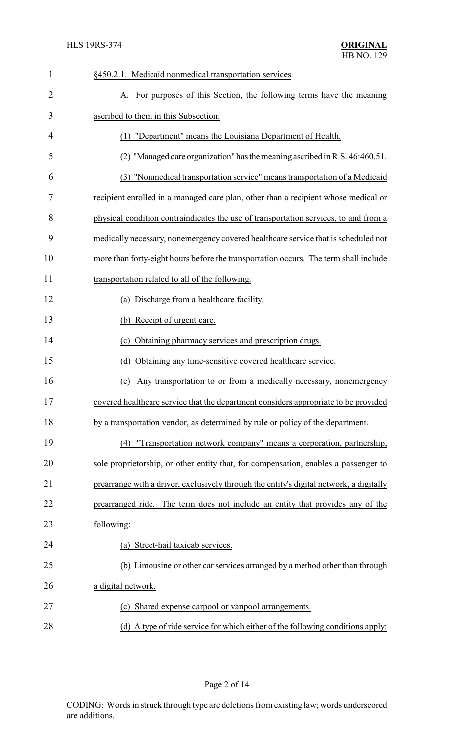§450.2.1. Medicaid nonmedical transportation services

A. For purposes of this Section, the following terms have the meaning ascribed to them in this Subsection:

(1) "Department" means the Louisiana Department of Health.

(2) "Managed care organization" has the meaning ascribed in R.S. 46:460.51.

(3) "Nonmedical transportation service" means transportation of a Medicaid recipient enrolled in a managed care plan, other than a recipient whose medical or physical condition contraindicates the use of transportation services, to and from a medically necessary, nonemergency covered healthcare service that is scheduled not more than forty-eight hours before the transportation occurs. The term shall include transportation related to all of the following:

(a) Discharge from a healthcare facility.

(b) Receipt of urgent care.

(c) Obtaining pharmacy services and prescription drugs.

(d) Obtaining any time-sensitive covered healthcare service.

(e) Any transportation to or from a medically necessary, nonemergency covered healthcare service that the department considers appropriate to be provided by a transportation vendor, as determined by rule or policy of the department.

(4) "Transportation network company" means a corporation, partnership, sole proprietorship, or other entity that, for compensation, enables a passenger to prearrange with a driver, exclusively through the entity's digital network, a digitally prearranged ride. The term does not include an entity that provides any of the following:

(a) Street-hail taxicab services.

(b) Limousine or other car services arranged by a method other than through a digital network.

(c) Shared expense carpool or vanpool arrangements.

(d) A type of ride service for which either of the following conditions apply: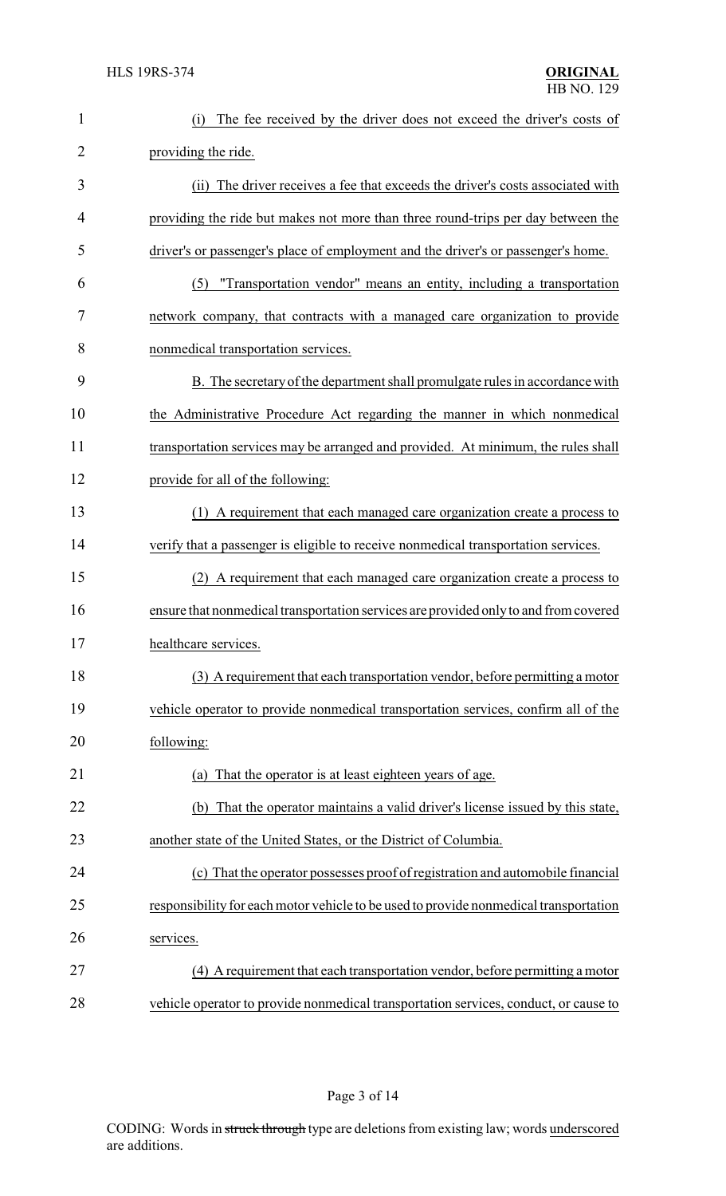(i) The fee received by the driver does not exceed the driver's costs of providing the ride.

(ii) The driver receives a fee that exceeds the driver's costs associated with providing the ride but makes not more than three round-trips per day between the driver's or passenger's place of employment and the driver's or passenger's home.

(5) "Transportation vendor" means an entity, including a transportation network company, that contracts with a managed care organization to provide nonmedical transportation services.

B. The secretary of the department shall promulgate rules in accordance with the Administrative Procedure Act regarding the manner in which nonmedical transportation services may be arranged and provided. At minimum, the rules shall provide for all of the following:

(1) A requirement that each managed care organization create a process to verify that a passenger is eligible to receive nonmedical transportation services.

(2) A requirement that each managed care organization create a process to ensure that nonmedical transportation services are provided only to and from covered healthcare services.

(3) A requirement that each transportation vendor, before permitting a motor vehicle operator to provide nonmedical transportation services, confirm all of the following:

(a) That the operator is at least eighteen years of age.

(b) That the operator maintains a valid driver's license issued by this state, another state of the United States, or the District of Columbia.

(c) That the operator possesses proof of registration and automobile financial responsibility for each motor vehicle to be used to provide nonmedical transportation services.

(4) A requirement that each transportation vendor, before permitting a motor vehicle operator to provide nonmedical transportation services, conduct, or cause to

CODING: Words in ~~struck through~~ type are deletions from existing law; words underscored are additions.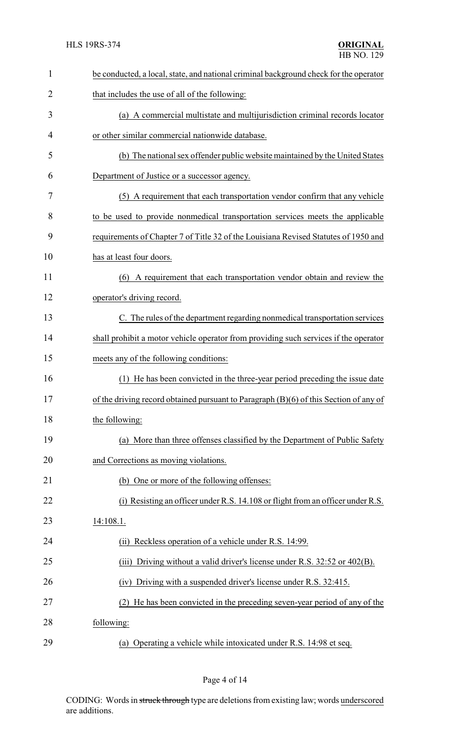be conducted, a local, state, and national criminal background check for the operator that includes the use of all of the following:

(a) A commercial multistate and multijurisdiction criminal records locator or other similar commercial nationwide database.

(b) The national sex offender public website maintained by the United States Department of Justice or a successor agency.

(5) A requirement that each transportation vendor confirm that any vehicle to be used to provide nonmedical transportation services meets the applicable requirements of Chapter 7 of Title 32 of the Louisiana Revised Statutes of 1950 and has at least four doors.

(6) A requirement that each transportation vendor obtain and review the operator's driving record.

C. The rules of the department regarding nonmedical transportation services shall prohibit a motor vehicle operator from providing such services if the operator meets any of the following conditions:

(1) He has been convicted in the three-year period preceding the issue date of the driving record obtained pursuant to Paragraph (B)(6) of this Section of any of the following:

(a) More than three offenses classified by the Department of Public Safety and Corrections as moving violations.

(b) One or more of the following offenses:

(i) Resisting an officer under R.S. 14.108 or flight from an officer under R.S. 14:108.1.

(ii) Reckless operation of a vehicle under R.S. 14:99.

(iii) Driving without a valid driver's license under R.S. 32:52 or 402(B).

(iv) Driving with a suspended driver's license under R.S. 32:415.

(2) He has been convicted in the preceding seven-year period of any of the following:

(a) Operating a vehicle while intoxicated under R.S. 14:98 et seq.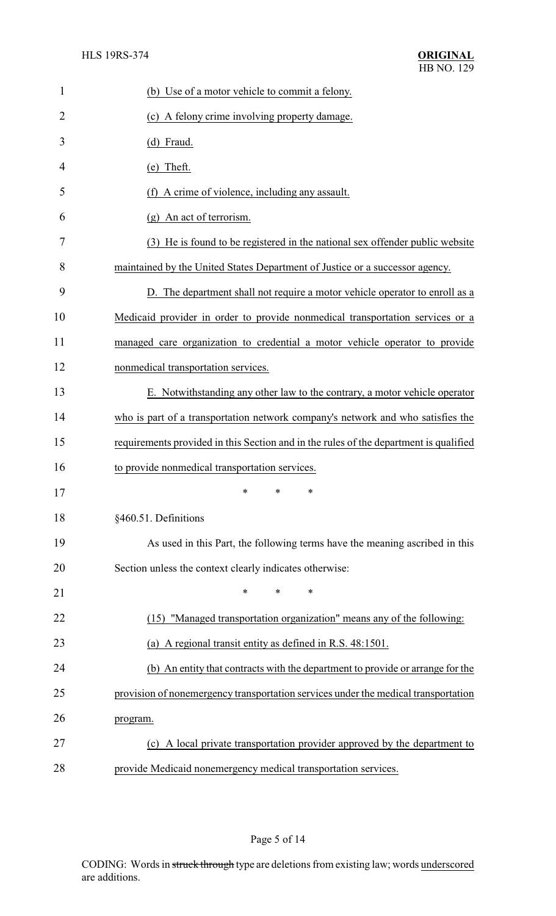(b) Use of a motor vehicle to commit a felony.

(c) A felony crime involving property damage.

(d) Fraud.

(e) Theft.

(f) A crime of violence, including any assault.

(g) An act of terrorism.

(3) He is found to be registered in the national sex offender public website maintained by the United States Department of Justice or a successor agency.

D. The department shall not require a motor vehicle operator to enroll as a Medicaid provider in order to provide nonmedical transportation services or a managed care organization to credential a motor vehicle operator to provide nonmedical transportation services.

E. Notwithstanding any other law to the contrary, a motor vehicle operator who is part of a transportation network company's network and who satisfies the requirements provided in this Section and in the rules of the department is qualified to provide nonmedical transportation services.

\* \* \*

§460.51. Definitions

As used in this Part, the following terms have the meaning ascribed in this Section unless the context clearly indicates otherwise:

\* \* \*

(15) "Managed transportation organization" means any of the following:

(a) A regional transit entity as defined in R.S. 48:1501.

(b) An entity that contracts with the department to provide or arrange for the provision of nonemergency transportation services under the medical transportation program.

(c) A local private transportation provider approved by the department to provide Medicaid nonemergency medical transportation services.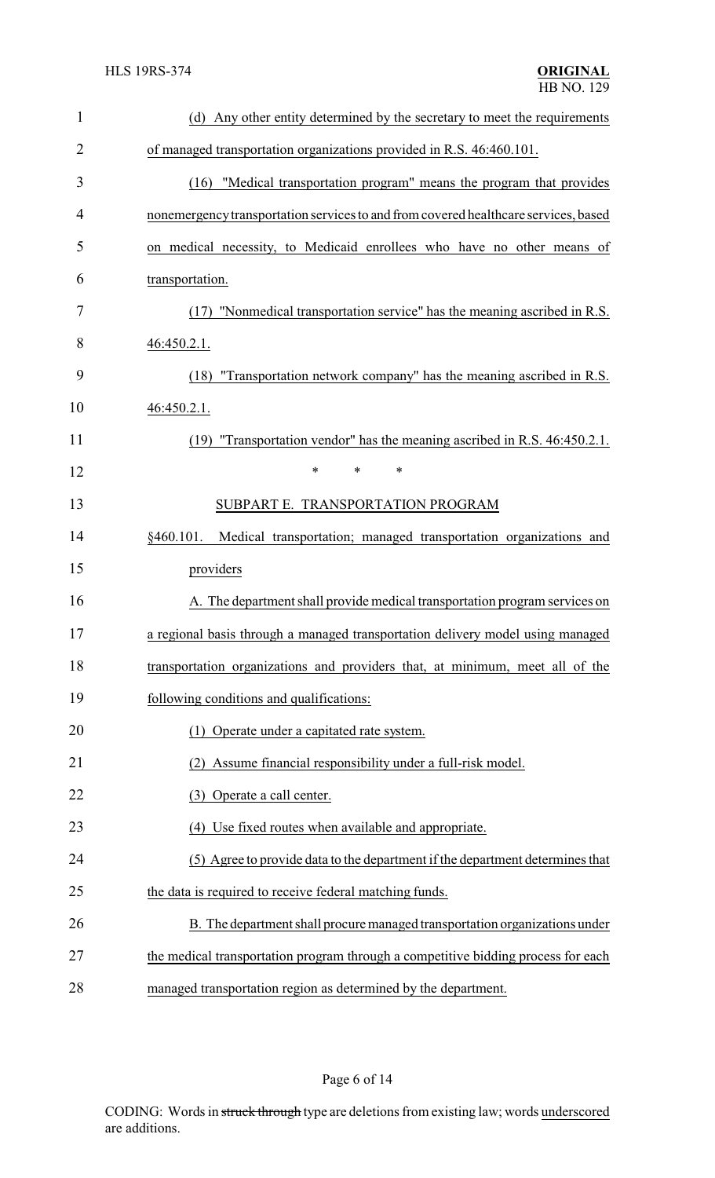(d) Any other entity determined by the secretary to meet the requirements of managed transportation organizations provided in R.S. 46:460.101.

(16) "Medical transportation program" means the program that provides nonemergency transportation services to and from covered healthcare services, based on medical necessity, to Medicaid enrollees who have no other means of transportation.

(17) "Nonmedical transportation service" has the meaning ascribed in R.S. 46:450.2.1.

(18) "Transportation network company" has the meaning ascribed in R.S. 46:450.2.1.

(19) "Transportation vendor" has the meaning ascribed in R.S. 46:450.2.1.

\* \* \*

SUBPART E. TRANSPORTATION PROGRAM

§460.101. Medical transportation; managed transportation organizations and providers

A. The department shall provide medical transportation program services on a regional basis through a managed transportation delivery model using managed transportation organizations and providers that, at minimum, meet all of the following conditions and qualifications:

(1) Operate under a capitated rate system.

(2) Assume financial responsibility under a full-risk model.

(3) Operate a call center.

(4) Use fixed routes when available and appropriate.

(5) Agree to provide data to the department if the department determines that the data is required to receive federal matching funds.

B. The department shall procure managed transportation organizations under the medical transportation program through a competitive bidding process for each managed transportation region as determined by the department.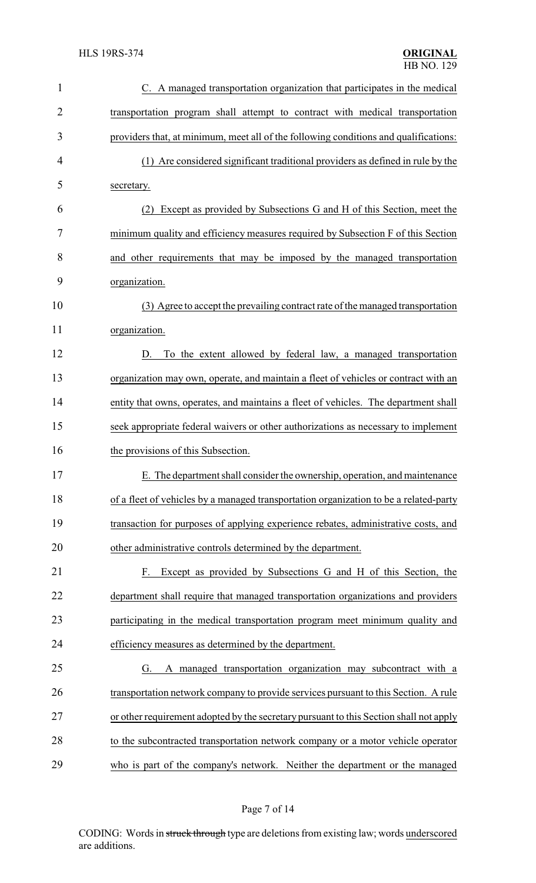C. A managed transportation organization that participates in the medical transportation program shall attempt to contract with medical transportation providers that, at minimum, meet all of the following conditions and qualifications:

(1) Are considered significant traditional providers as defined in rule by the secretary.

(2) Except as provided by Subsections G and H of this Section, meet the minimum quality and efficiency measures required by Subsection F of this Section and other requirements that may be imposed by the managed transportation organization.

(3) Agree to accept the prevailing contract rate of the managed transportation organization.

D. To the extent allowed by federal law, a managed transportation organization may own, operate, and maintain a fleet of vehicles or contract with an entity that owns, operates, and maintains a fleet of vehicles. The department shall seek appropriate federal waivers or other authorizations as necessary to implement the provisions of this Subsection.

E. The department shall consider the ownership, operation, and maintenance of a fleet of vehicles by a managed transportation organization to be a related-party transaction for purposes of applying experience rebates, administrative costs, and other administrative controls determined by the department.

F. Except as provided by Subsections G and H of this Section, the department shall require that managed transportation organizations and providers participating in the medical transportation program meet minimum quality and efficiency measures as determined by the department.

G. A managed transportation organization may subcontract with a transportation network company to provide services pursuant to this Section. A rule or other requirement adopted by the secretary pursuant to this Section shall not apply to the subcontracted transportation network company or a motor vehicle operator who is part of the company's network. Neither the department or the managed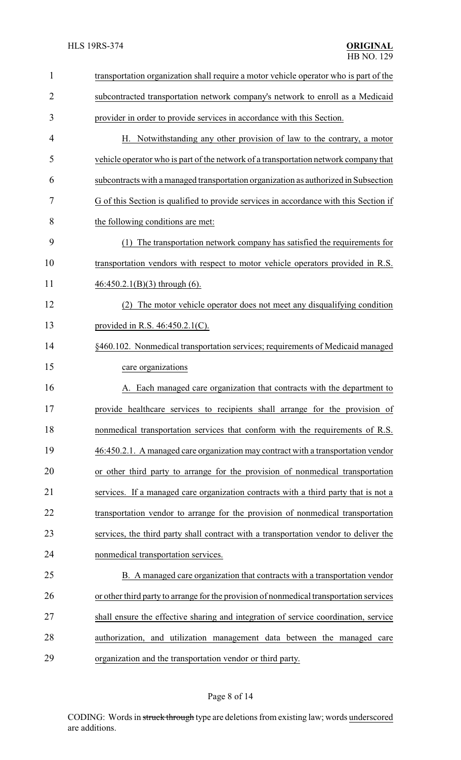transportation organization shall require a motor vehicle operator who is part of the subcontracted transportation network company's network to enroll as a Medicaid provider in order to provide services in accordance with this Section.

H. Notwithstanding any other provision of law to the contrary, a motor vehicle operator who is part of the network of a transportation network company that subcontracts with a managed transportation organization as authorized in Subsection G of this Section is qualified to provide services in accordance with this Section if the following conditions are met:

(1) The transportation network company has satisfied the requirements for transportation vendors with respect to motor vehicle operators provided in R.S. 46:450.2.1(B)(3) through (6).

(2) The motor vehicle operator does not meet any disqualifying condition provided in R.S. 46:450.2.1(C).

§460.102. Nonmedical transportation services; requirements of Medicaid managed care organizations

A. Each managed care organization that contracts with the department to provide healthcare services to recipients shall arrange for the provision of nonmedical transportation services that conform with the requirements of R.S. 46:450.2.1. A managed care organization may contract with a transportation vendor or other third party to arrange for the provision of nonmedical transportation services. If a managed care organization contracts with a third party that is not a transportation vendor to arrange for the provision of nonmedical transportation services, the third party shall contract with a transportation vendor to deliver the nonmedical transportation services.

B. A managed care organization that contracts with a transportation vendor or other third party to arrange for the provision of nonmedical transportation services shall ensure the effective sharing and integration of service coordination, service authorization, and utilization management data between the managed care organization and the transportation vendor or third party.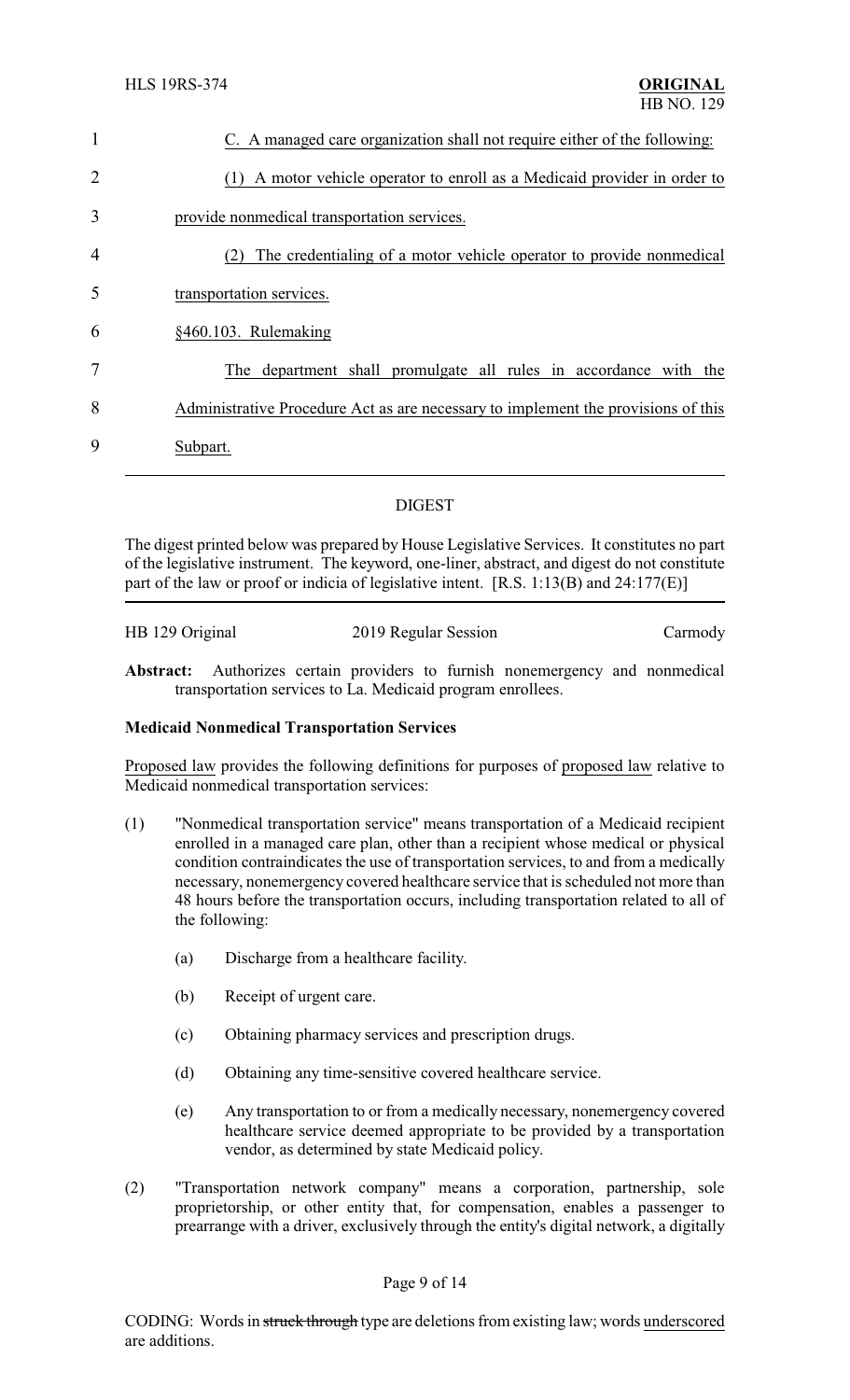C. A managed care organization shall not require either of the following:

(1) A motor vehicle operator to enroll as a Medicaid provider in order to provide nonmedical transportation services.

(2) The credentialing of a motor vehicle operator to provide nonmedical transportation services.

§460.103. Rulemaking

The department shall promulgate all rules in accordance with the Administrative Procedure Act as are necessary to implement the provisions of this Subpart.

---

## DIGEST

The digest printed below was prepared by House Legislative Services. It constitutes no part of the legislative instrument. The keyword, one-liner, abstract, and digest do not constitute part of the law or proof or indicia of legislative intent. [R.S. 1:13(B) and 24:177(E)]

| HB 129 Original | 2019 Regular Session | Carmody |
|---|---|---|

**Abstract:** Authorizes certain providers to furnish nonemergency and nonmedical transportation services to La. Medicaid program enrollees.

### Medicaid Nonmedical Transportation Services

Proposed law provides the following definitions for purposes of proposed law relative to Medicaid nonmedical transportation services:

(1) "Nonmedical transportation service" means transportation of a Medicaid recipient enrolled in a managed care plan, other than a recipient whose medical or physical condition contraindicates the use of transportation services, to and from a medically necessary, nonemergency covered healthcare service that is scheduled not more than 48 hours before the transportation occurs, including transportation related to all of the following:

   (a) Discharge from a healthcare facility.

   (b) Receipt of urgent care.

   (c) Obtaining pharmacy services and prescription drugs.

   (d) Obtaining any time-sensitive covered healthcare service.

   (e) Any transportation to or from a medically necessary, nonemergency covered healthcare service deemed appropriate to be provided by a transportation vendor, as determined by state Medicaid policy.

(2) "Transportation network company" means a corporation, partnership, sole proprietorship, or other entity that, for compensation, enables a passenger to prearrange with a driver, exclusively through the entity's digital network, a digitally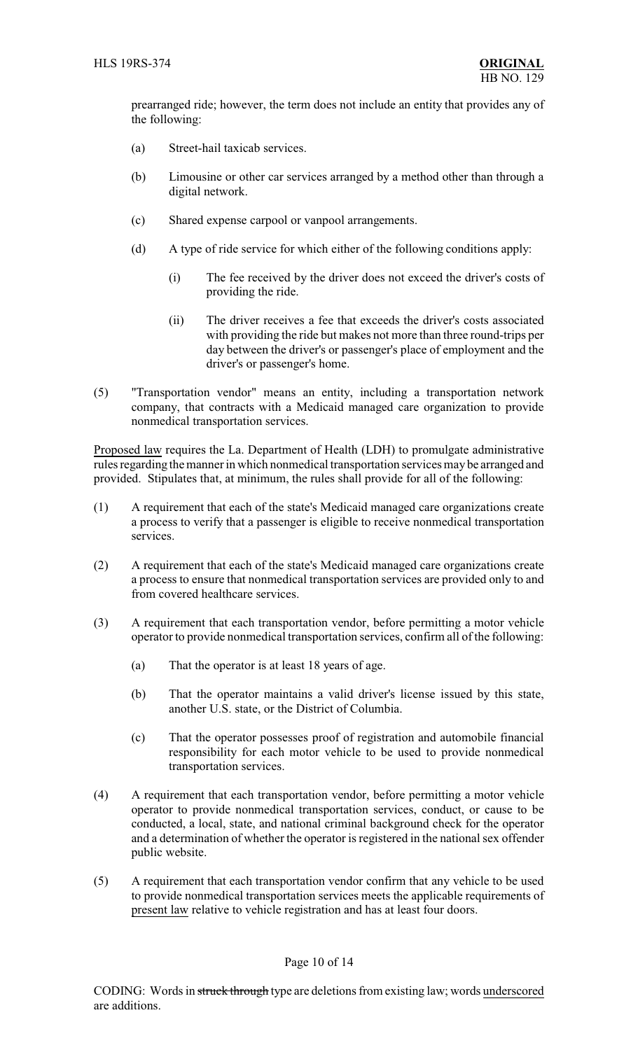prearranged ride; however, the term does not include an entity that provides any of the following:

(a) Street-hail taxicab services.

(b) Limousine or other car services arranged by a method other than through a digital network.

(c) Shared expense carpool or vanpool arrangements.

(d) A type of ride service for which either of the following conditions apply:

(i) The fee received by the driver does not exceed the driver's costs of providing the ride.

(ii) The driver receives a fee that exceeds the driver's costs associated with providing the ride but makes not more than three round-trips per day between the driver's or passenger's place of employment and the driver's or passenger's home.

(5) "Transportation vendor" means an entity, including a transportation network company, that contracts with a Medicaid managed care organization to provide nonmedical transportation services.

Proposed law requires the La. Department of Health (LDH) to promulgate administrative rules regarding the manner in which nonmedical transportation services may be arranged and provided. Stipulates that, at minimum, the rules shall provide for all of the following:

(1) A requirement that each of the state's Medicaid managed care organizations create a process to verify that a passenger is eligible to receive nonmedical transportation services.

(2) A requirement that each of the state's Medicaid managed care organizations create a process to ensure that nonmedical transportation services are provided only to and from covered healthcare services.

(3) A requirement that each transportation vendor, before permitting a motor vehicle operator to provide nonmedical transportation services, confirm all of the following:

(a) That the operator is at least 18 years of age.

(b) That the operator maintains a valid driver's license issued by this state, another U.S. state, or the District of Columbia.

(c) That the operator possesses proof of registration and automobile financial responsibility for each motor vehicle to be used to provide nonmedical transportation services.

(4) A requirement that each transportation vendor, before permitting a motor vehicle operator to provide nonmedical transportation services, conduct, or cause to be conducted, a local, state, and national criminal background check for the operator and a determination of whether the operator is registered in the national sex offender public website.

(5) A requirement that each transportation vendor confirm that any vehicle to be used to provide nonmedical transportation services meets the applicable requirements of present law relative to vehicle registration and has at least four doors.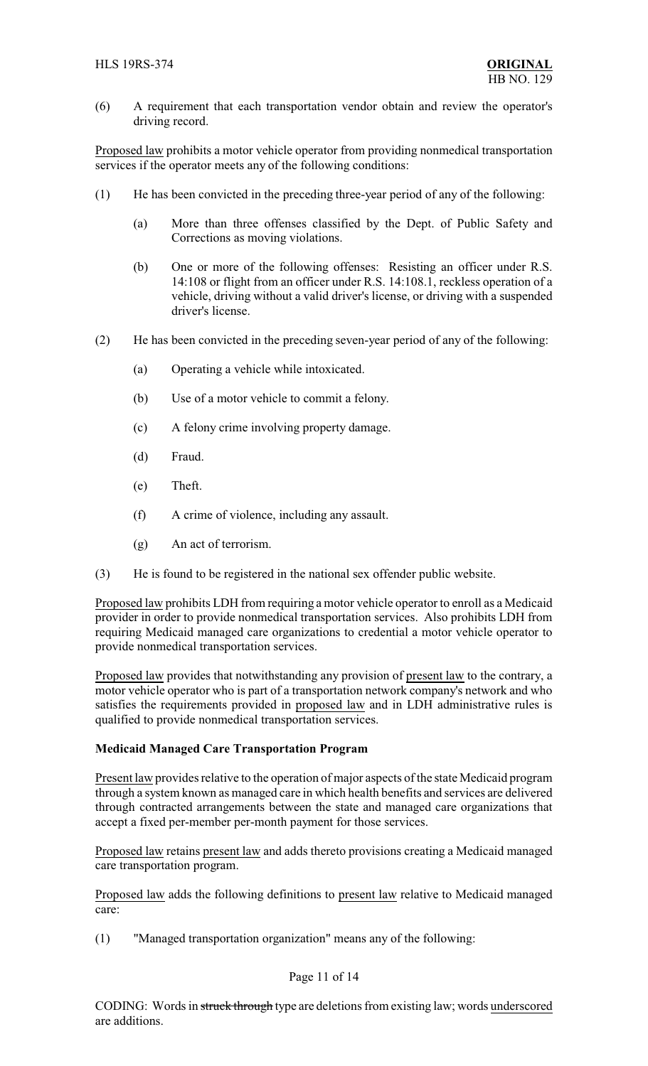(6) A requirement that each transportation vendor obtain and review the operator's driving record.

Proposed law prohibits a motor vehicle operator from providing nonmedical transportation services if the operator meets any of the following conditions:

(1) He has been convicted in the preceding three-year period of any of the following:

 (a) More than three offenses classified by the Dept. of Public Safety and Corrections as moving violations.

 (b) One or more of the following offenses: Resisting an officer under R.S. 14:108 or flight from an officer under R.S. 14:108.1, reckless operation of a vehicle, driving without a valid driver's license, or driving with a suspended driver's license.

(2) He has been convicted in the preceding seven-year period of any of the following:

 (a) Operating a vehicle while intoxicated.

 (b) Use of a motor vehicle to commit a felony.

 (c) A felony crime involving property damage.

 (d) Fraud.

 (e) Theft.

 (f) A crime of violence, including any assault.

 (g) An act of terrorism.

(3) He is found to be registered in the national sex offender public website.

Proposed law prohibits LDH from requiring a motor vehicle operator to enroll as a Medicaid provider in order to provide nonmedical transportation services. Also prohibits LDH from requiring Medicaid managed care organizations to credential a motor vehicle operator to provide nonmedical transportation services.

Proposed law provides that notwithstanding any provision of present law to the contrary, a motor vehicle operator who is part of a transportation network company's network and who satisfies the requirements provided in proposed law and in LDH administrative rules is qualified to provide nonmedical transportation services.

**Medicaid Managed Care Transportation Program**

Present law provides relative to the operation of major aspects of the state Medicaid program through a system known as managed care in which health benefits and services are delivered through contracted arrangements between the state and managed care organizations that accept a fixed per-member per-month payment for those services.

Proposed law retains present law and adds thereto provisions creating a Medicaid managed care transportation program.

Proposed law adds the following definitions to present law relative to Medicaid managed care:

(1) "Managed transportation organization" means any of the following: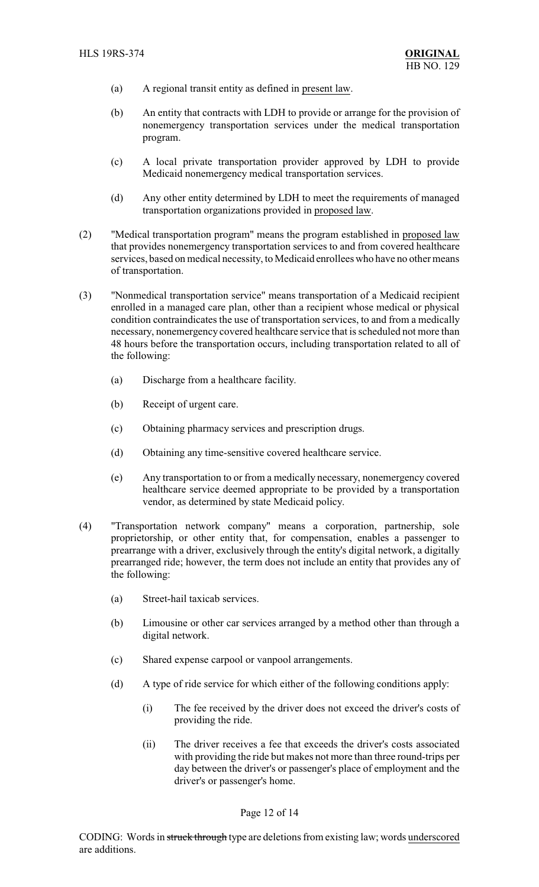(a) A regional transit entity as defined in present law.

(b) An entity that contracts with LDH to provide or arrange for the provision of nonemergency transportation services under the medical transportation program.

(c) A local private transportation provider approved by LDH to provide Medicaid nonemergency medical transportation services.

(d) Any other entity determined by LDH to meet the requirements of managed transportation organizations provided in proposed law.

(2) "Medical transportation program" means the program established in proposed law that provides nonemergency transportation services to and from covered healthcare services, based on medical necessity, to Medicaid enrollees who have no other means of transportation.

(3) "Nonmedical transportation service" means transportation of a Medicaid recipient enrolled in a managed care plan, other than a recipient whose medical or physical condition contraindicates the use of transportation services, to and from a medically necessary, nonemergency covered healthcare service that is scheduled not more than 48 hours before the transportation occurs, including transportation related to all of the following:

(a) Discharge from a healthcare facility.

(b) Receipt of urgent care.

(c) Obtaining pharmacy services and prescription drugs.

(d) Obtaining any time-sensitive covered healthcare service.

(e) Any transportation to or from a medically necessary, nonemergency covered healthcare service deemed appropriate to be provided by a transportation vendor, as determined by state Medicaid policy.

(4) "Transportation network company" means a corporation, partnership, sole proprietorship, or other entity that, for compensation, enables a passenger to prearrange with a driver, exclusively through the entity's digital network, a digitally prearranged ride; however, the term does not include an entity that provides any of the following:

(a) Street-hail taxicab services.

(b) Limousine or other car services arranged by a method other than through a digital network.

(c) Shared expense carpool or vanpool arrangements.

(d) A type of ride service for which either of the following conditions apply:

(i) The fee received by the driver does not exceed the driver's costs of providing the ride.

(ii) The driver receives a fee that exceeds the driver's costs associated with providing the ride but makes not more than three round-trips per day between the driver's or passenger's place of employment and the driver's or passenger's home.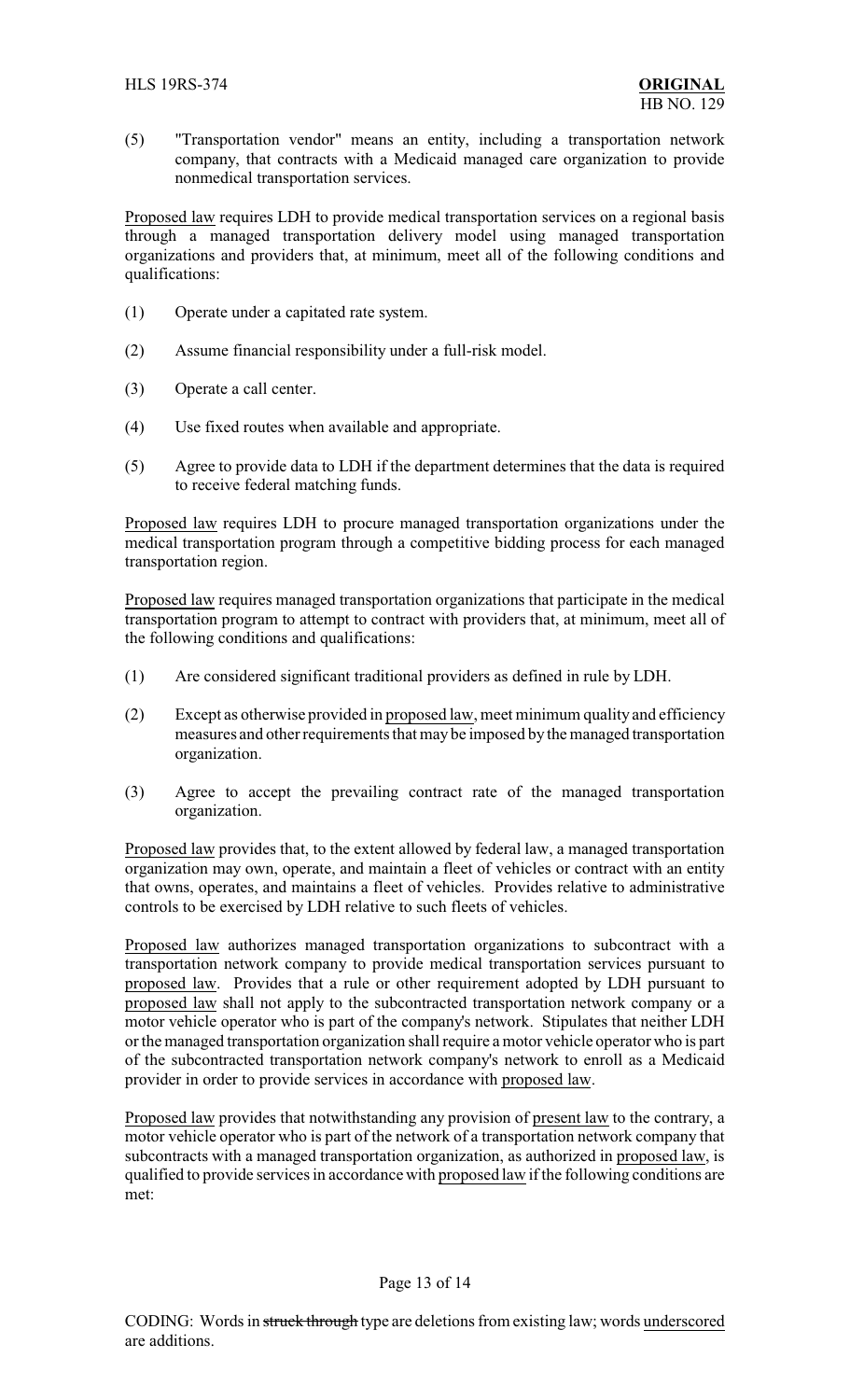(5) "Transportation vendor" means an entity, including a transportation network company, that contracts with a Medicaid managed care organization to provide nonmedical transportation services.

Proposed law requires LDH to provide medical transportation services on a regional basis through a managed transportation delivery model using managed transportation organizations and providers that, at minimum, meet all of the following conditions and qualifications:

(1) Operate under a capitated rate system.

(2) Assume financial responsibility under a full-risk model.

(3) Operate a call center.

(4) Use fixed routes when available and appropriate.

(5) Agree to provide data to LDH if the department determines that the data is required to receive federal matching funds.

Proposed law requires LDH to procure managed transportation organizations under the medical transportation program through a competitive bidding process for each managed transportation region.

Proposed law requires managed transportation organizations that participate in the medical transportation program to attempt to contract with providers that, at minimum, meet all of the following conditions and qualifications:

(1) Are considered significant traditional providers as defined in rule by LDH.

(2) Except as otherwise provided in proposed law, meet minimum quality and efficiency measures and other requirements that may be imposed by the managed transportation organization.

(3) Agree to accept the prevailing contract rate of the managed transportation organization.

Proposed law provides that, to the extent allowed by federal law, a managed transportation organization may own, operate, and maintain a fleet of vehicles or contract with an entity that owns, operates, and maintains a fleet of vehicles. Provides relative to administrative controls to be exercised by LDH relative to such fleets of vehicles.

Proposed law authorizes managed transportation organizations to subcontract with a transportation network company to provide medical transportation services pursuant to proposed law. Provides that a rule or other requirement adopted by LDH pursuant to proposed law shall not apply to the subcontracted transportation network company or a motor vehicle operator who is part of the company's network. Stipulates that neither LDH or the managed transportation organization shall require a motor vehicle operator who is part of the subcontracted transportation network company's network to enroll as a Medicaid provider in order to provide services in accordance with proposed law.

Proposed law provides that notwithstanding any provision of present law to the contrary, a motor vehicle operator who is part of the network of a transportation network company that subcontracts with a managed transportation organization, as authorized in proposed law, is qualified to provide services in accordance with proposed law if the following conditions are met: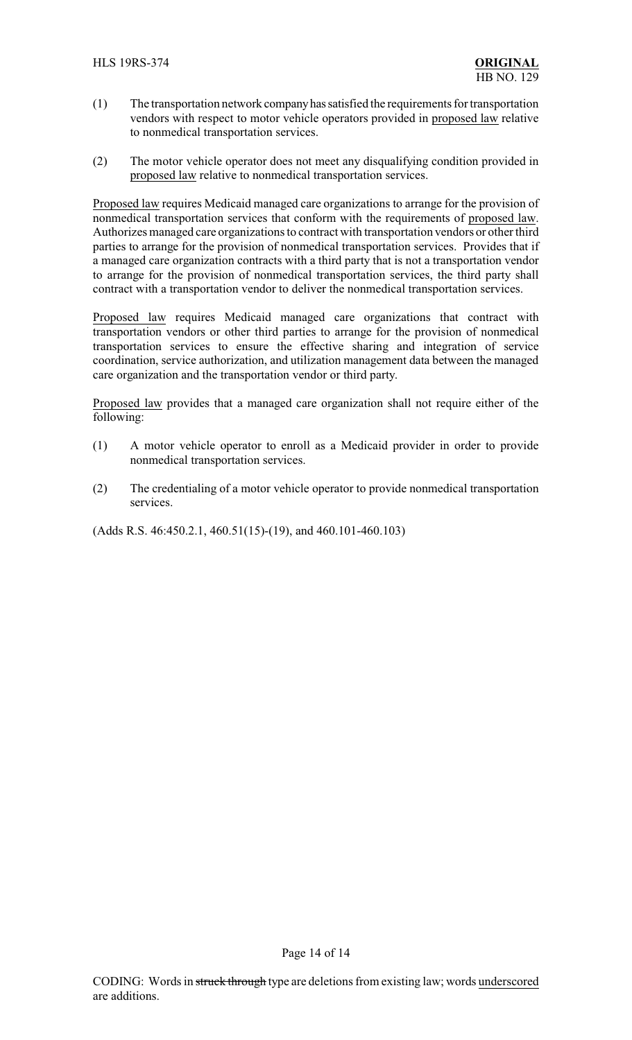(1) The transportation network company has satisfied the requirements for transportation vendors with respect to motor vehicle operators provided in proposed law relative to nonmedical transportation services.

(2) The motor vehicle operator does not meet any disqualifying condition provided in proposed law relative to nonmedical transportation services.

Proposed law requires Medicaid managed care organizations to arrange for the provision of nonmedical transportation services that conform with the requirements of proposed law. Authorizes managed care organizations to contract with transportation vendors or other third parties to arrange for the provision of nonmedical transportation services. Provides that if a managed care organization contracts with a third party that is not a transportation vendor to arrange for the provision of nonmedical transportation services, the third party shall contract with a transportation vendor to deliver the nonmedical transportation services.

Proposed law requires Medicaid managed care organizations that contract with transportation vendors or other third parties to arrange for the provision of nonmedical transportation services to ensure the effective sharing and integration of service coordination, service authorization, and utilization management data between the managed care organization and the transportation vendor or third party.

Proposed law provides that a managed care organization shall not require either of the following:

(1) A motor vehicle operator to enroll as a Medicaid provider in order to provide nonmedical transportation services.

(2) The credentialing of a motor vehicle operator to provide nonmedical transportation services.

(Adds R.S. 46:450.2.1, 460.51(15)-(19), and 460.101-460.103)

CODING: Words in ~~struck through~~ type are deletions from existing law; words underscored are additions.